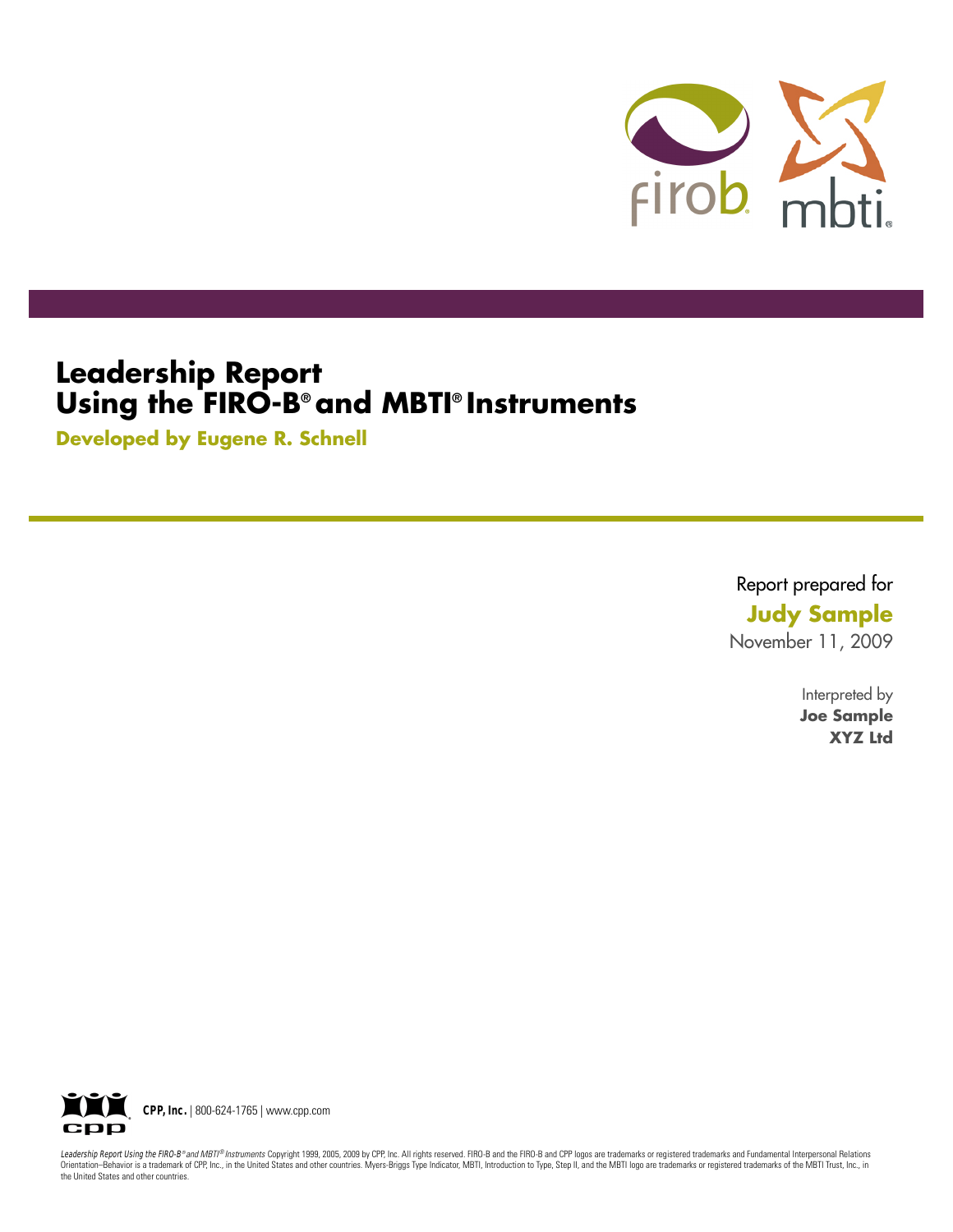firob mbti

# Leadership Report
# Using the FIRO-B® and MBTI® Instruments

**Developed by Eugene R. Schnell**

Report prepared for

**Judy Sample**

November 11, 2009

Interpreted by

**Joe Sample**

**XYZ Ltd**

**CPP, Inc.** | 800-624-1765 | www.cpp.com

*Leadership Report Using the FIRO-B® and MBTI® Instruments* Copyright 1999, 2005, 2009 by CPP, Inc. All rights reserved. FIRO-B and the FIRO-B and CPP logos are trademarks or registered trademarks and Fundamental Interpersonal Relations Orientation–Behavior is a trademark of CPP, Inc., in the United States and other countries. Myers-Briggs Type Indicator, MBTI, Introduction to Type, Step II, and the MBTI logo are trademarks or registered trademarks of the MBTI Trust, Inc., in the United States and other countries.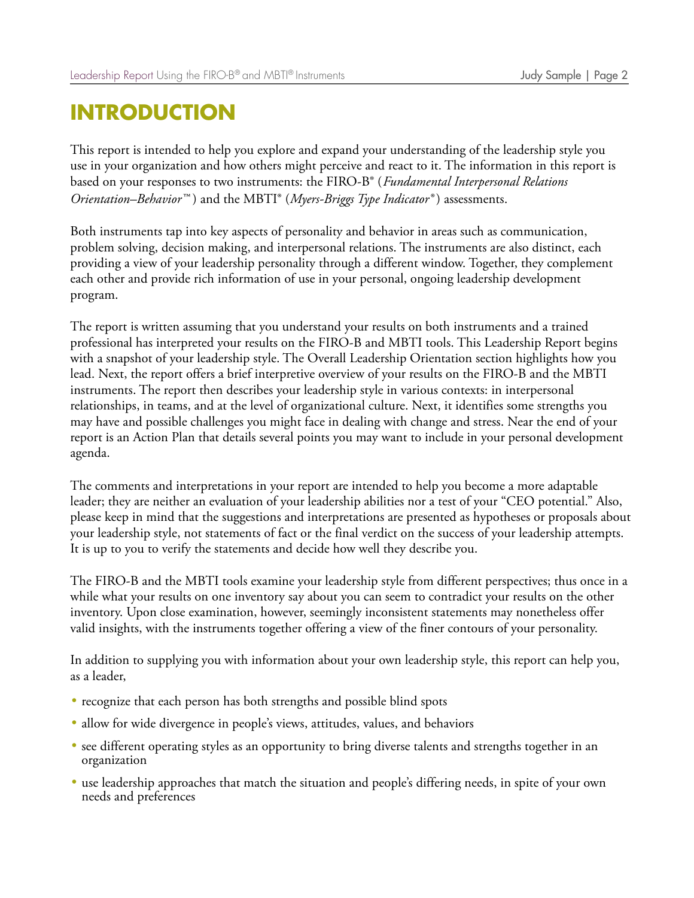# INTRODUCTION

This report is intended to help you explore and expand your understanding of the leadership style you use in your organization and how others might perceive and react to it. The information in this report is based on your responses to two instruments: the FIRO-B® (*Fundamental Interpersonal Relations Orientation–Behavior™*) and the MBTI® (*Myers-Briggs Type Indicator®*) assessments.

Both instruments tap into key aspects of personality and behavior in areas such as communication, problem solving, decision making, and interpersonal relations. The instruments are also distinct, each providing a view of your leadership personality through a different window. Together, they complement each other and provide rich information of use in your personal, ongoing leadership development program.

The report is written assuming that you understand your results on both instruments and a trained professional has interpreted your results on the FIRO-B and MBTI tools. This Leadership Report begins with a snapshot of your leadership style. The Overall Leadership Orientation section highlights how you lead. Next, the report offers a brief interpretive overview of your results on the FIRO-B and the MBTI instruments. The report then describes your leadership style in various contexts: in interpersonal relationships, in teams, and at the level of organizational culture. Next, it identifies some strengths you may have and possible challenges you might face in dealing with change and stress. Near the end of your report is an Action Plan that details several points you may want to include in your personal development agenda.

The comments and interpretations in your report are intended to help you become a more adaptable leader; they are neither an evaluation of your leadership abilities nor a test of your "CEO potential." Also, please keep in mind that the suggestions and interpretations are presented as hypotheses or proposals about your leadership style, not statements of fact or the final verdict on the success of your leadership attempts. It is up to you to verify the statements and decide how well they describe you.

The FIRO-B and the MBTI tools examine your leadership style from different perspectives; thus once in a while what your results on one inventory say about you can seem to contradict your results on the other inventory. Upon close examination, however, seemingly inconsistent statements may nonetheless offer valid insights, with the instruments together offering a view of the finer contours of your personality.

In addition to supplying you with information about your own leadership style, this report can help you, as a leader,

- recognize that each person has both strengths and possible blind spots
- allow for wide divergence in people's views, attitudes, values, and behaviors
- see different operating styles as an opportunity to bring diverse talents and strengths together in an organization
- use leadership approaches that match the situation and people's differing needs, in spite of your own needs and preferences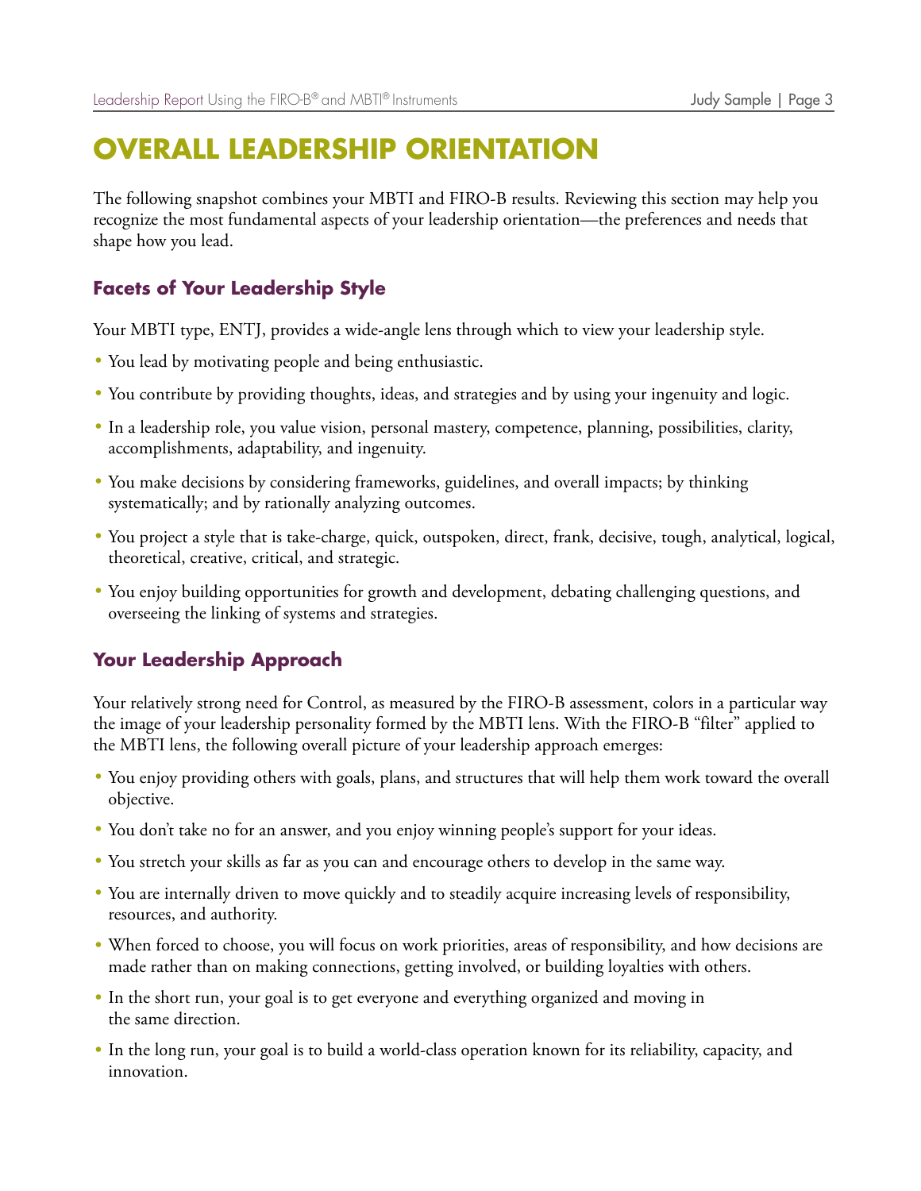# OVERALL LEADERSHIP ORIENTATION

The following snapshot combines your MBTI and FIRO-B results. Reviewing this section may help you recognize the most fundamental aspects of your leadership orientation—the preferences and needs that shape how you lead.

## Facets of Your Leadership Style

Your MBTI type, ENTJ, provides a wide-angle lens through which to view your leadership style.

- You lead by motivating people and being enthusiastic.
- You contribute by providing thoughts, ideas, and strategies and by using your ingenuity and logic.
- In a leadership role, you value vision, personal mastery, competence, planning, possibilities, clarity, accomplishments, adaptability, and ingenuity.
- You make decisions by considering frameworks, guidelines, and overall impacts; by thinking systematically; and by rationally analyzing outcomes.
- You project a style that is take-charge, quick, outspoken, direct, frank, decisive, tough, analytical, logical, theoretical, creative, critical, and strategic.
- You enjoy building opportunities for growth and development, debating challenging questions, and overseeing the linking of systems and strategies.

## Your Leadership Approach

Your relatively strong need for Control, as measured by the FIRO-B assessment, colors in a particular way the image of your leadership personality formed by the MBTI lens. With the FIRO-B "filter" applied to the MBTI lens, the following overall picture of your leadership approach emerges:

- You enjoy providing others with goals, plans, and structures that will help them work toward the overall objective.
- You don't take no for an answer, and you enjoy winning people's support for your ideas.
- You stretch your skills as far as you can and encourage others to develop in the same way.
- You are internally driven to move quickly and to steadily acquire increasing levels of responsibility, resources, and authority.
- When forced to choose, you will focus on work priorities, areas of responsibility, and how decisions are made rather than on making connections, getting involved, or building loyalties with others.
- In the short run, your goal is to get everyone and everything organized and moving in the same direction.
- In the long run, your goal is to build a world-class operation known for its reliability, capacity, and innovation.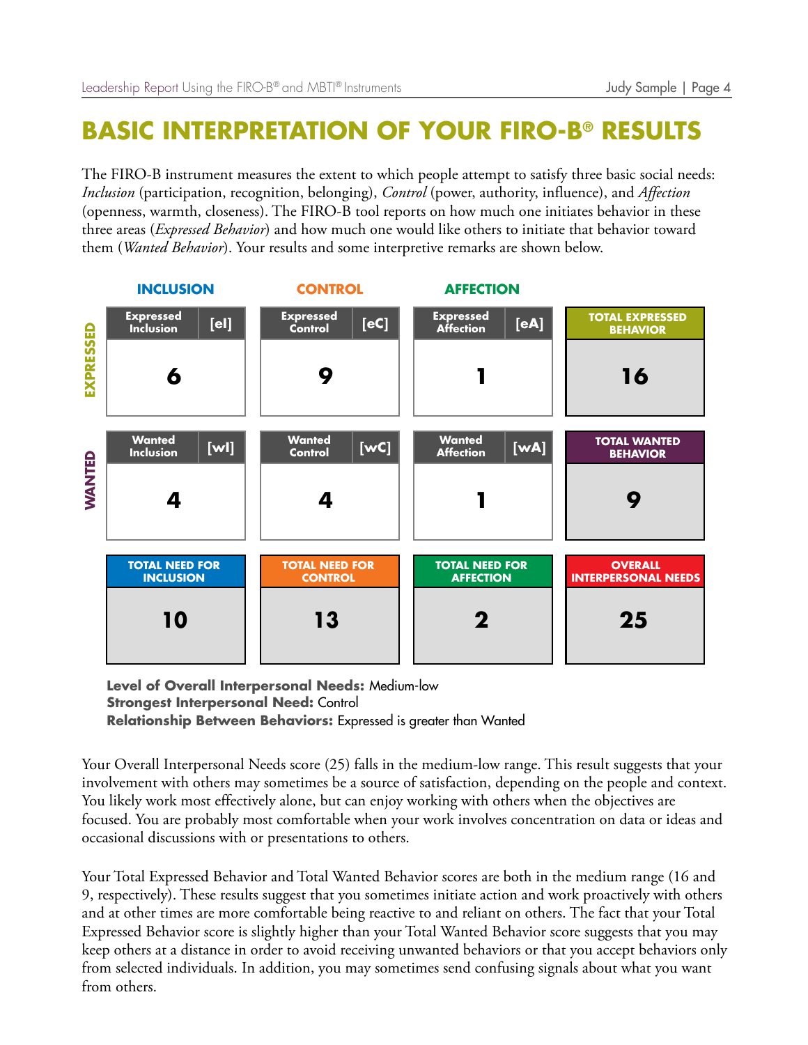# BASIC INTERPRETATION OF YOUR FIRO-B® RESULTS

The FIRO-B instrument measures the extent to which people attempt to satisfy three basic social needs: *Inclusion* (participation, recognition, belonging), *Control* (power, authority, influence), and *Affection* (openness, warmth, closeness). The FIRO-B tool reports on how much one initiates behavior in these three areas (*Expressed Behavior*) and how much one would like others to initiate that behavior toward them (*Wanted Behavior*). Your results and some interpretive remarks are shown below.

| | INCLUSION | CONTROL | AFFECTION | |
|---|---|---|---|---|
| **EXPRESSED** | Expressed Inclusion [eI]: 6 | Expressed Control [eC]: 9 | Expressed Affection [eA]: 1 | TOTAL EXPRESSED BEHAVIOR: 16 |
| **WANTED** | Wanted Inclusion [wI]: 4 | Wanted Control [wC]: 4 | Wanted Affection [wA]: 1 | TOTAL WANTED BEHAVIOR: 9 |
| | TOTAL NEED FOR INCLUSION: 10 | TOTAL NEED FOR CONTROL: 13 | TOTAL NEED FOR AFFECTION: 2 | OVERALL INTERPERSONAL NEEDS: 25 |

**Level of Overall Interpersonal Needs:** Medium-low
**Strongest Interpersonal Need:** Control
**Relationship Between Behaviors:** Expressed is greater than Wanted

Your Overall Interpersonal Needs score (25) falls in the medium-low range. This result suggests that your involvement with others may sometimes be a source of satisfaction, depending on the people and context. You likely work most effectively alone, but can enjoy working with others when the objectives are focused. You are probably most comfortable when your work involves concentration on data or ideas and occasional discussions with or presentations to others.

Your Total Expressed Behavior and Total Wanted Behavior scores are both in the medium range (16 and 9, respectively). These results suggest that you sometimes initiate action and work proactively with others and at other times are more comfortable being reactive to and reliant on others. The fact that your Total Expressed Behavior score is slightly higher than your Total Wanted Behavior score suggests that you may keep others at a distance in order to avoid receiving unwanted behaviors or that you accept behaviors only from selected individuals. In addition, you may sometimes send confusing signals about what you want from others.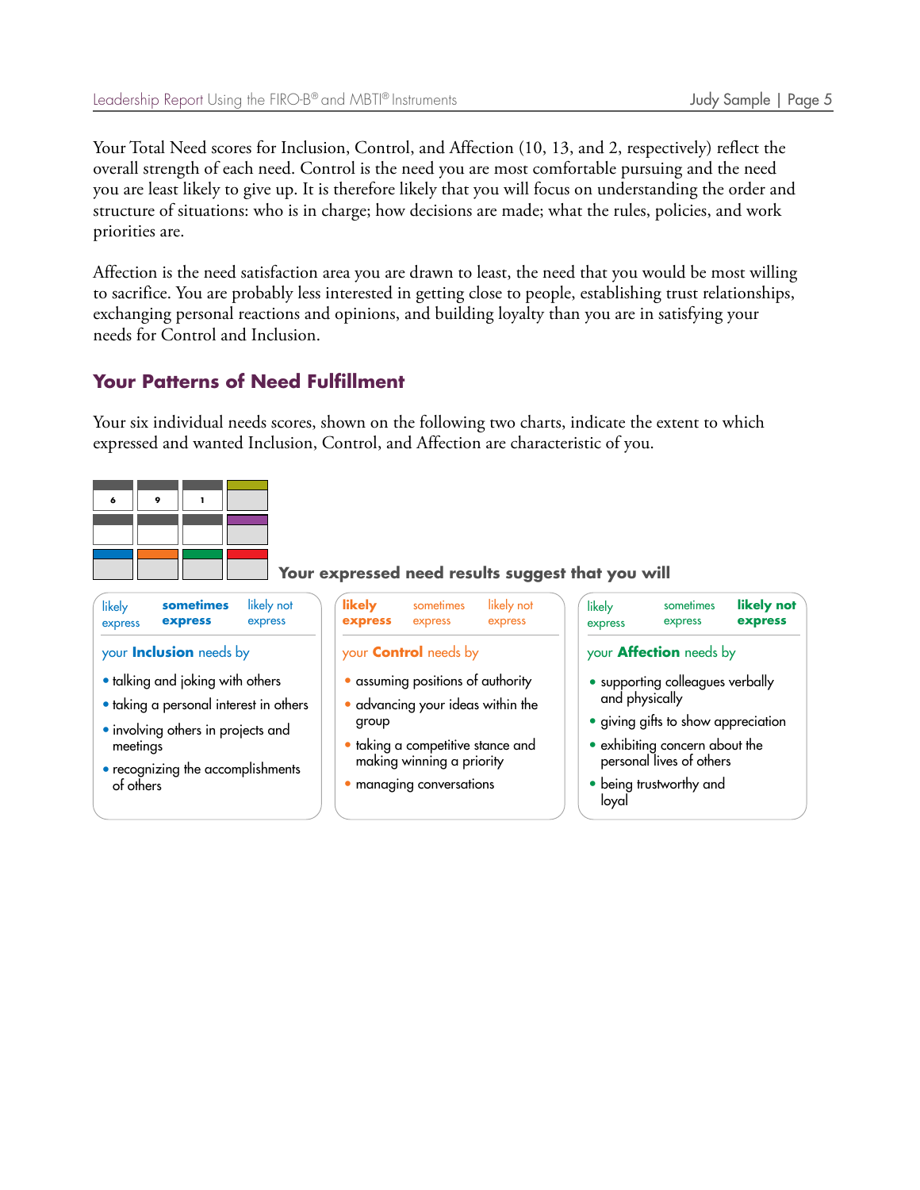Your Total Need scores for Inclusion, Control, and Affection (10, 13, and 2, respectively) reflect the overall strength of each need. Control is the need you are most comfortable pursuing and the need you are least likely to give up. It is therefore likely that you will focus on understanding the order and structure of situations: who is in charge; how decisions are made; what the rules, policies, and work priorities are.

Affection is the need satisfaction area you are drawn to least, the need that you would be most willing to sacrifice. You are probably less interested in getting close to people, establishing trust relationships, exchanging personal reactions and opinions, and building loyalty than you are in satisfying your needs for Control and Inclusion.

## Your Patterns of Need Fulfillment

Your six individual needs scores, shown on the following two charts, indicate the extent to which expressed and wanted Inclusion, Control, and Affection are characteristic of you.

| 6 | 9 | 1 | |
|---|---|---|---|
| | | | |
| | | | |

**Your expressed need results suggest that you will**

likely express | **sometimes express** | likely not express

your **Inclusion** needs by

- talking and joking with others
- taking a personal interest in others
- involving others in projects and meetings
- recognizing the accomplishments of others

**likely express** | sometimes express | likely not express

your **Control** needs by

- assuming positions of authority
- advancing your ideas within the group
- taking a competitive stance and making winning a priority
- managing conversations

likely express | sometimes express | **likely not express**

your **Affection** needs by

- supporting colleagues verbally and physically
- giving gifts to show appreciation
- exhibiting concern about the personal lives of others
- being trustworthy and loyal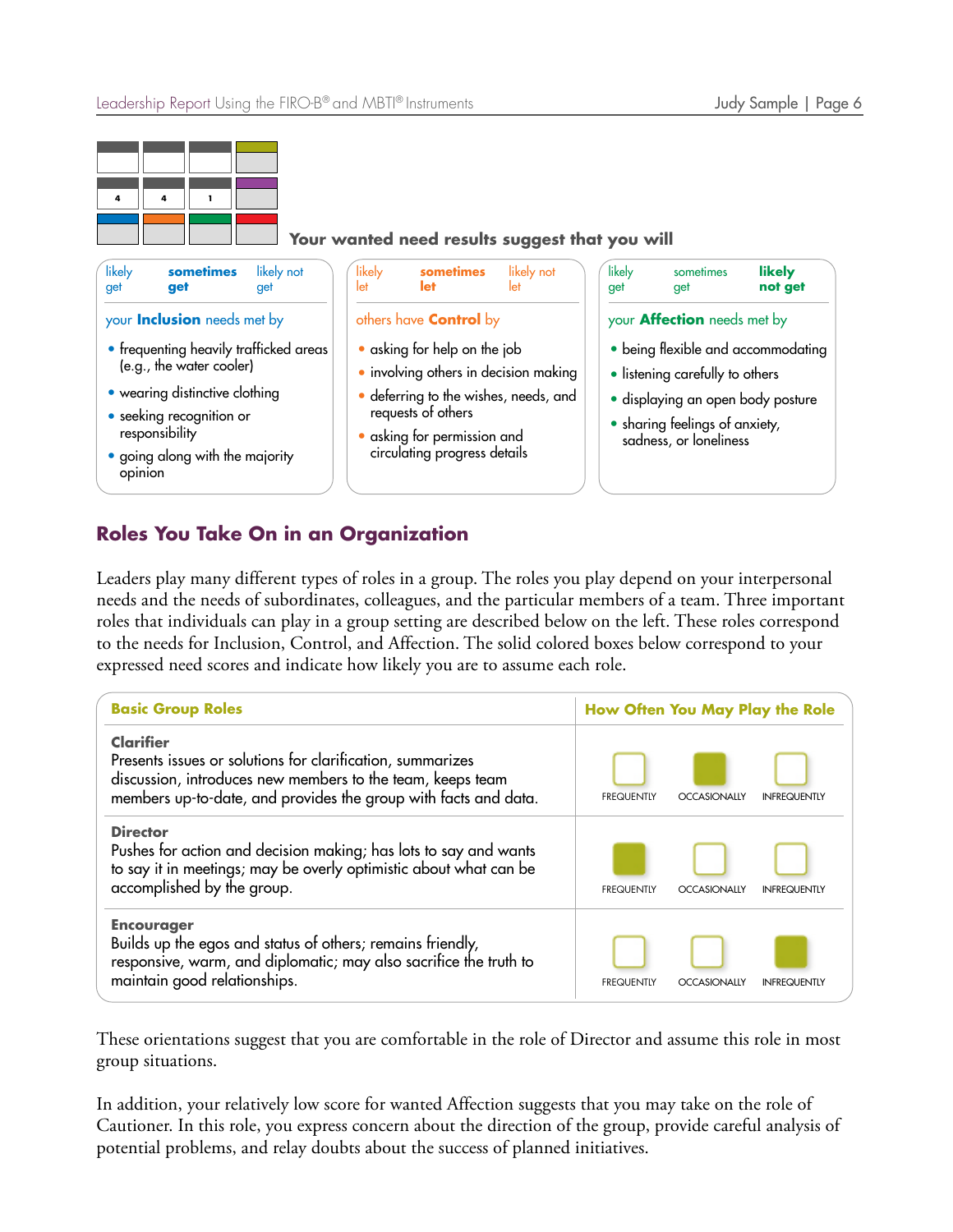| | | | |
|---|---|---|---|
| | | | |
| 4 | 4 | 1 | |
| | | | |

**Your wanted need results suggest that you will**

likely get | **sometimes get** | likely not get

your **Inclusion** needs met by

- frequenting heavily trafficked areas (e.g., the water cooler)
- wearing distinctive clothing
- seeking recognition or responsibility
- going along with the majority opinion

likely let | **sometimes let** | likely not let

others have **Control** by

- asking for help on the job
- involving others in decision making
- deferring to the wishes, needs, and requests of others
- asking for permission and circulating progress details

likely get | sometimes get | **likely not get**

your **Affection** needs met by

- being flexible and accommodating
- listening carefully to others
- displaying an open body posture
- sharing feelings of anxiety, sadness, or loneliness

## Roles You Take On in an Organization

Leaders play many different types of roles in a group. The roles you play depend on your interpersonal needs and the needs of subordinates, colleagues, and the particular members of a team. Three important roles that individuals can play in a group setting are described below on the left. These roles correspond to the needs for Inclusion, Control, and Affection. The solid colored boxes below correspond to your expressed need scores and indicate how likely you are to assume each role.

| Basic Group Roles | How Often You May Play the Role |
|---|---|
| **Clarifier** Presents issues or solutions for clarification, summarizes discussion, introduces new members to the team, keeps team members up-to-date, and provides the group with facts and data. | OCCASIONALLY |
| **Director** Pushes for action and decision making; has lots to say and wants to say it in meetings; may be overly optimistic about what can be accomplished by the group. | FREQUENTLY |
| **Encourager** Builds up the egos and status of others; remains friendly, responsive, warm, and diplomatic; may also sacrifice the truth to maintain good relationships. | INFREQUENTLY |

These orientations suggest that you are comfortable in the role of Director and assume this role in most group situations.

In addition, your relatively low score for wanted Affection suggests that you may take on the role of Cautioner. In this role, you express concern about the direction of the group, provide careful analysis of potential problems, and relay doubts about the success of planned initiatives.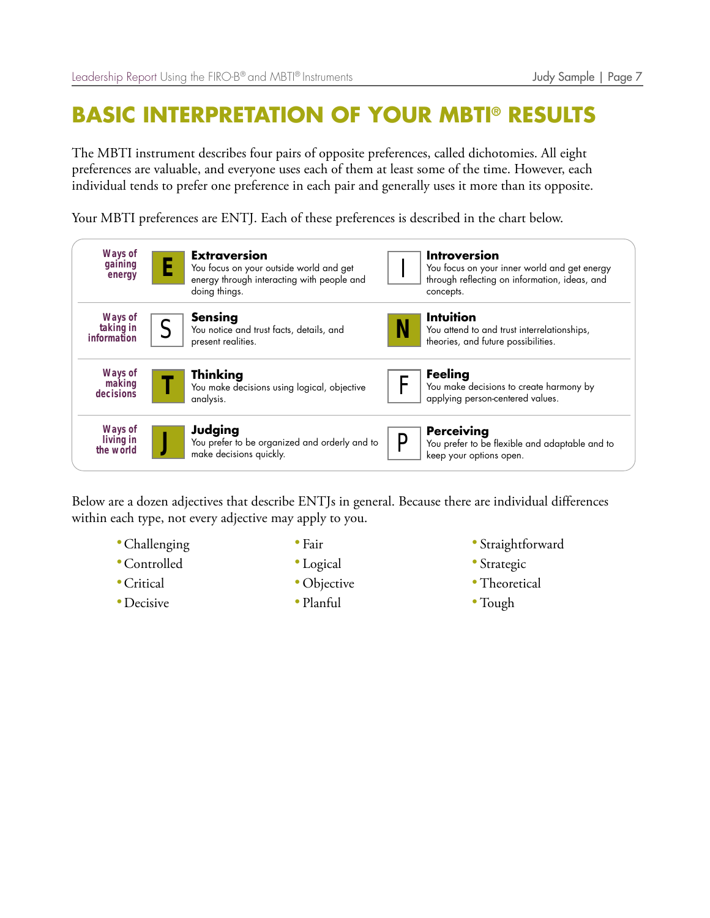# BASIC INTERPRETATION OF YOUR MBTI® RESULTS

The MBTI instrument describes four pairs of opposite preferences, called dichotomies. All eight preferences are valuable, and everyone uses each of them at least some of the time. However, each individual tends to prefer one preference in each pair and generally uses it more than its opposite.

Your MBTI preferences are ENTJ. Each of these preferences is described in the chart below.

| | | | | |
|---|---|---|---|---|
| Ways of gaining energy | **E** | **Extraversion** You focus on your outside world and get energy through interacting with people and doing things. | I | **Introversion** You focus on your inner world and get energy through reflecting on information, ideas, and concepts. |
| Ways of taking in information | S | **Sensing** You notice and trust facts, details, and present realities. | **N** | **Intuition** You attend to and trust interrelationships, theories, and future possibilities. |
| Ways of making decisions | **T** | **Thinking** You make decisions using logical, objective analysis. | F | **Feeling** You make decisions to create harmony by applying person-centered values. |
| Ways of living in the world | **J** | **Judging** You prefer to be organized and orderly and to make decisions quickly. | P | **Perceiving** You prefer to be flexible and adaptable and to keep your options open. |

Below are a dozen adjectives that describe ENTJs in general. Because there are individual differences within each type, not every adjective may apply to you.

- Challenging
- Controlled
- Critical
- Decisive
- Fair
- Logical
- Objective
- Planful
- Straightforward
- Strategic
- Theoretical
- Tough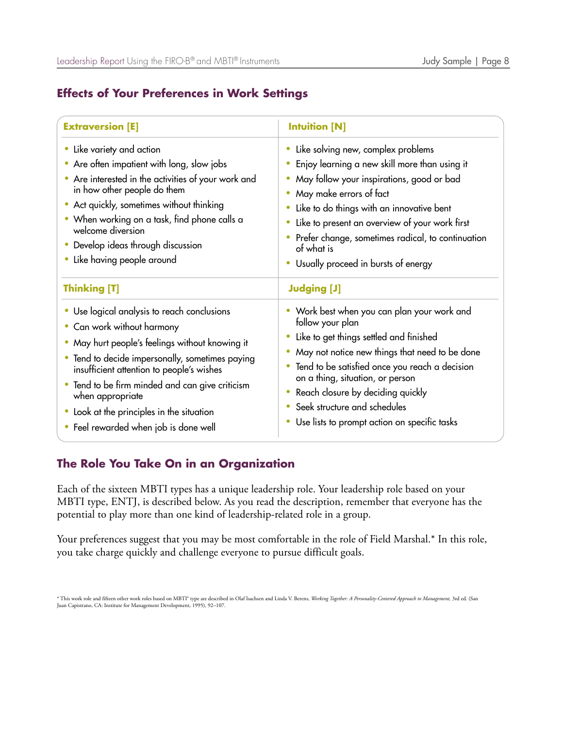## Effects of Your Preferences in Work Settings

### Extraversion [E]

- Like variety and action
- Are often impatient with long, slow jobs
- Are interested in the activities of your work and in how other people do them
- Act quickly, sometimes without thinking
- When working on a task, find phone calls a welcome diversion
- Develop ideas through discussion
- Like having people around

### Intuition [N]

- Like solving new, complex problems
- Enjoy learning a new skill more than using it
- May follow your inspirations, good or bad
- May make errors of fact
- Like to do things with an innovative bent
- Like to present an overview of your work first
- Prefer change, sometimes radical, to continuation of what is
- Usually proceed in bursts of energy

### Thinking [T]

- Use logical analysis to reach conclusions
- Can work without harmony
- May hurt people's feelings without knowing it
- Tend to decide impersonally, sometimes paying insufficient attention to people's wishes
- Tend to be firm minded and can give criticism when appropriate
- Look at the principles in the situation
- Feel rewarded when job is done well

### Judging [J]

- Work best when you can plan your work and follow your plan
- Like to get things settled and finished
- May not notice new things that need to be done
- Tend to be satisfied once you reach a decision on a thing, situation, or person
- Reach closure by deciding quickly
- Seek structure and schedules
- Use lists to prompt action on specific tasks

## The Role You Take On in an Organization

Each of the sixteen MBTI types has a unique leadership role. Your leadership role based on your MBTI type, ENTJ, is described below. As you read the description, remember that everyone has the potential to play more than one kind of leadership-related role in a group.

Your preferences suggest that you may be most comfortable in the role of Field Marshal.* In this role, you take charge quickly and challenge everyone to pursue difficult goals.

* This work role and fifteen other work roles based on MBTI® type are described in Olaf Isachsen and Linda V. Berens, *Working Together: A Personality-Centered Approach to Management*, 3rd ed. (San Juan Capistrano, CA: Institute for Management Development, 1995), 92–107.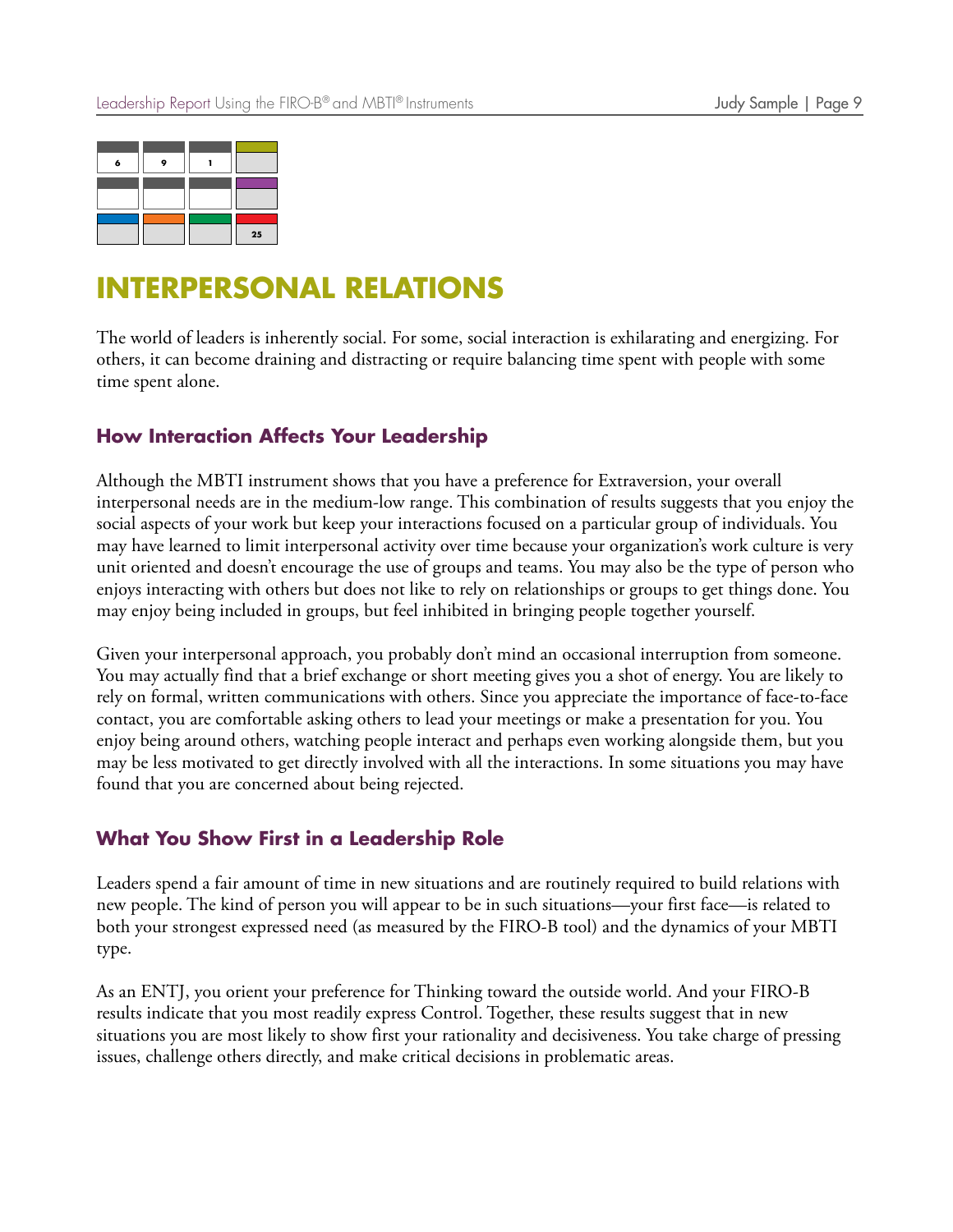| 6 | 9 | 1 | |
|---|---|---|---|
| | | | |
| | | | 25 |

# INTERPERSONAL RELATIONS

The world of leaders is inherently social. For some, social interaction is exhilarating and energizing. For others, it can become draining and distracting or require balancing time spent with people with some time spent alone.

## How Interaction Affects Your Leadership

Although the MBTI instrument shows that you have a preference for Extraversion, your overall interpersonal needs are in the medium-low range. This combination of results suggests that you enjoy the social aspects of your work but keep your interactions focused on a particular group of individuals. You may have learned to limit interpersonal activity over time because your organization's work culture is very unit oriented and doesn't encourage the use of groups and teams. You may also be the type of person who enjoys interacting with others but does not like to rely on relationships or groups to get things done. You may enjoy being included in groups, but feel inhibited in bringing people together yourself.

Given your interpersonal approach, you probably don't mind an occasional interruption from someone. You may actually find that a brief exchange or short meeting gives you a shot of energy. You are likely to rely on formal, written communications with others. Since you appreciate the importance of face-to-face contact, you are comfortable asking others to lead your meetings or make a presentation for you. You enjoy being around others, watching people interact and perhaps even working alongside them, but you may be less motivated to get directly involved with all the interactions. In some situations you may have found that you are concerned about being rejected.

## What You Show First in a Leadership Role

Leaders spend a fair amount of time in new situations and are routinely required to build relations with new people. The kind of person you will appear to be in such situations—your first face—is related to both your strongest expressed need (as measured by the FIRO-B tool) and the dynamics of your MBTI type.

As an ENTJ, you orient your preference for Thinking toward the outside world. And your FIRO-B results indicate that you most readily express Control. Together, these results suggest that in new situations you are most likely to show first your rationality and decisiveness. You take charge of pressing issues, challenge others directly, and make critical decisions in problematic areas.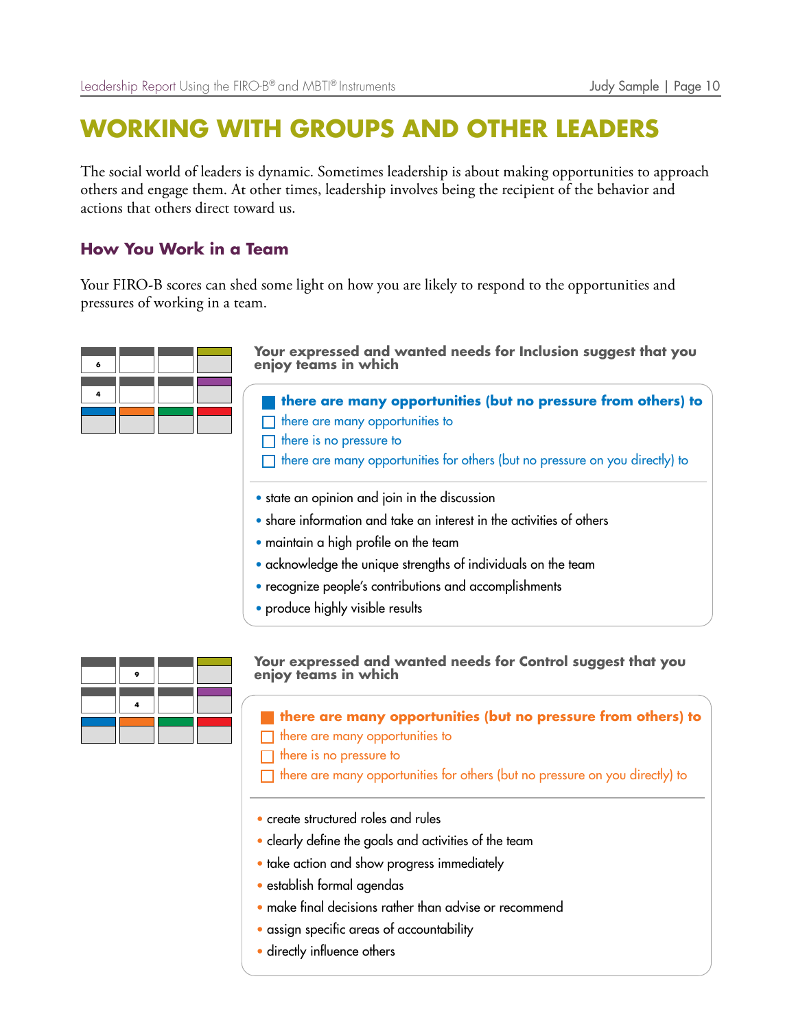# WORKING WITH GROUPS AND OTHER LEADERS

The social world of leaders is dynamic. Sometimes leadership is about making opportunities to approach others and engage them. At other times, leadership involves being the recipient of the behavior and actions that others direct toward us.

## How You Work in a Team

Your FIRO-B scores can shed some light on how you are likely to respond to the opportunities and pressures of working in a team.

| | | | |
|---|---|---|---|
| 6 | | | |
| 4 | | | |
| | | | |

**Your expressed and wanted needs for Inclusion suggest that you enjoy teams in which**

- ■ **there are many opportunities (but no pressure from others) to**
- ☐ there are many opportunities to
- ☐ there is no pressure to
- ☐ there are many opportunities for others (but no pressure on you directly) to

- state an opinion and join in the discussion
- share information and take an interest in the activities of others
- maintain a high profile on the team
- acknowledge the unique strengths of individuals on the team
- recognize people's contributions and accomplishments
- produce highly visible results

| | | | |
|---|---|---|---|
| | 9 | | |
| | 4 | | |
| | | | |

**Your expressed and wanted needs for Control suggest that you enjoy teams in which**

- ■ **there are many opportunities (but no pressure from others) to**
- ☐ there are many opportunities to
- ☐ there is no pressure to
- ☐ there are many opportunities for others (but no pressure on you directly) to

- create structured roles and rules
- clearly define the goals and activities of the team
- take action and show progress immediately
- establish formal agendas
- make final decisions rather than advise or recommend
- assign specific areas of accountability
- directly influence others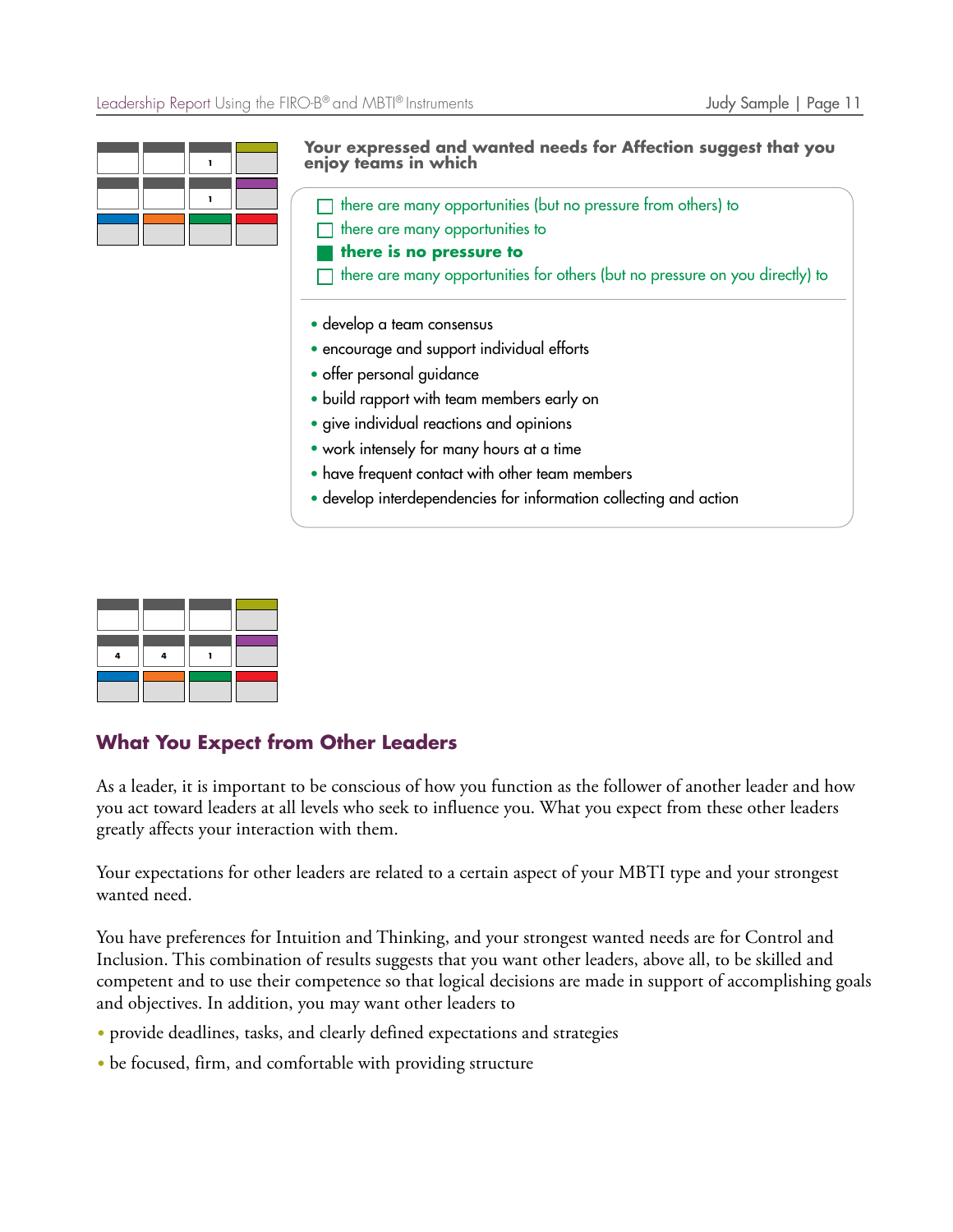| | | | |
|---|---|---|---|
| | | 1 | |
| | | 1 | |
| | | | |

**Your expressed and wanted needs for Affection suggest that you enjoy teams in which**

- ☐ there are many opportunities (but no pressure from others) to
- ☐ there are many opportunities to
- ■ **there is no pressure to**
- ☐ there are many opportunities for others (but no pressure on you directly) to

- develop a team consensus
- encourage and support individual efforts
- offer personal guidance
- build rapport with team members early on
- give individual reactions and opinions
- work intensely for many hours at a time
- have frequent contact with other team members
- develop interdependencies for information collecting and action

| | | | |
|---|---|---|---|
| | | | |
| 4 | 4 | 1 | |
| | | | |

## What You Expect from Other Leaders

As a leader, it is important to be conscious of how you function as the follower of another leader and how you act toward leaders at all levels who seek to influence you. What you expect from these other leaders greatly affects your interaction with them.

Your expectations for other leaders are related to a certain aspect of your MBTI type and your strongest wanted need.

You have preferences for Intuition and Thinking, and your strongest wanted needs are for Control and Inclusion. This combination of results suggests that you want other leaders, above all, to be skilled and competent and to use their competence so that logical decisions are made in support of accomplishing goals and objectives. In addition, you may want other leaders to

- provide deadlines, tasks, and clearly defined expectations and strategies
- be focused, firm, and comfortable with providing structure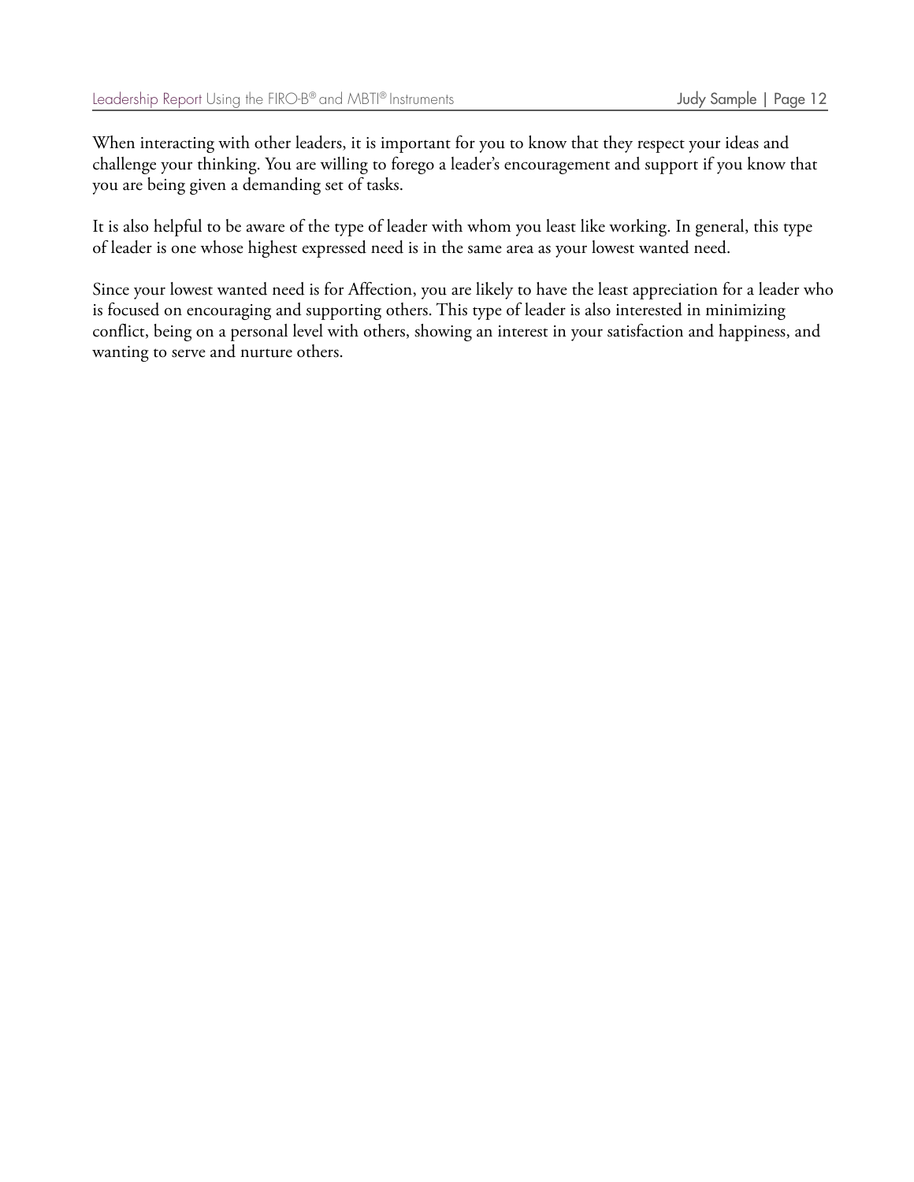When interacting with other leaders, it is important for you to know that they respect your ideas and challenge your thinking. You are willing to forego a leader's encouragement and support if you know that you are being given a demanding set of tasks.

It is also helpful to be aware of the type of leader with whom you least like working. In general, this type of leader is one whose highest expressed need is in the same area as your lowest wanted need.

Since your lowest wanted need is for Affection, you are likely to have the least appreciation for a leader who is focused on encouraging and supporting others. This type of leader is also interested in minimizing conflict, being on a personal level with others, showing an interest in your satisfaction and happiness, and wanting to serve and nurture others.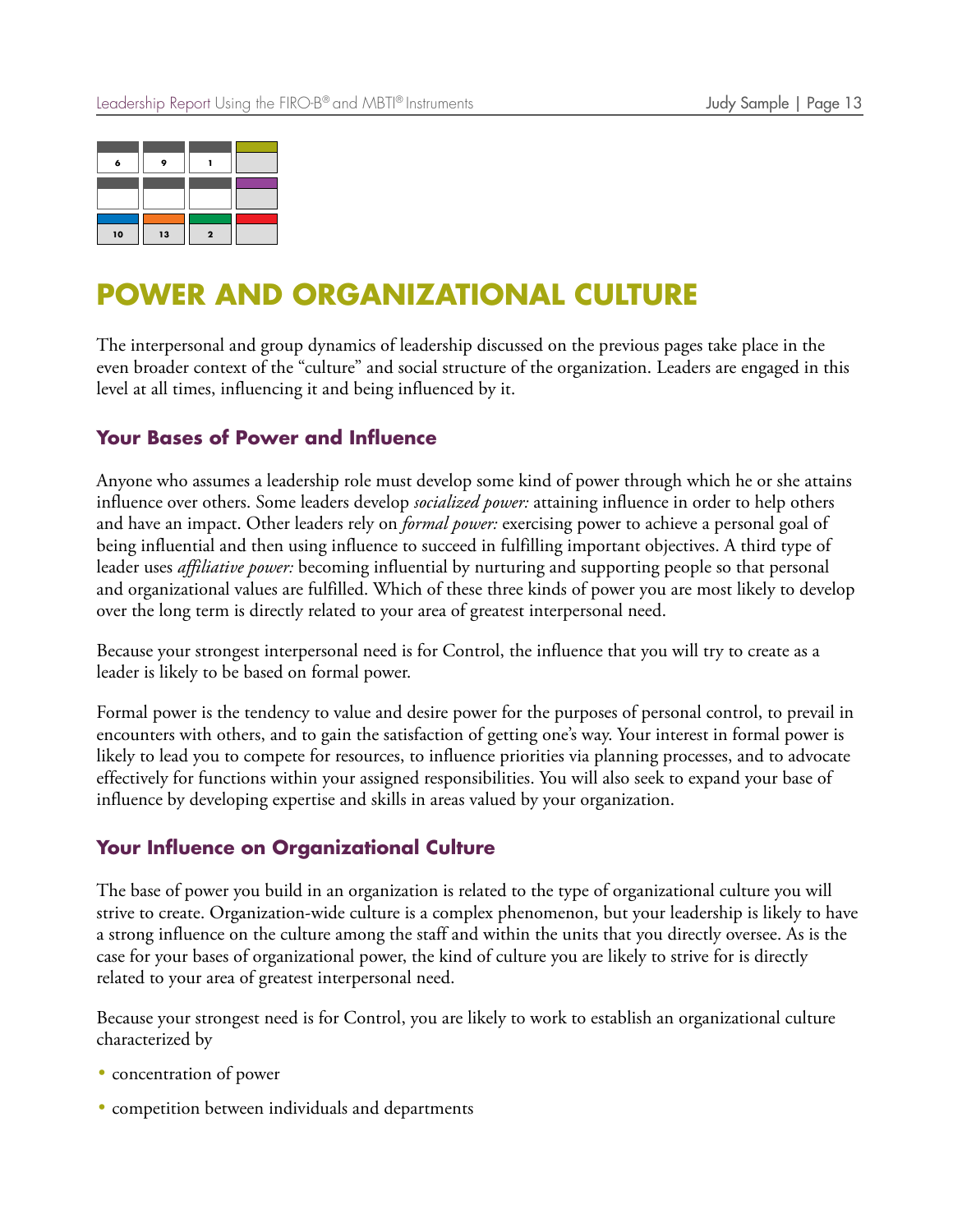# POWER AND ORGANIZATIONAL CULTURE

The interpersonal and group dynamics of leadership discussed on the previous pages take place in the even broader context of the "culture" and social structure of the organization. Leaders are engaged in this level at all times, influencing it and being influenced by it.

## Your Bases of Power and Influence

Anyone who assumes a leadership role must develop some kind of power through which he or she attains influence over others. Some leaders develop *socialized power:* attaining influence in order to help others and have an impact. Other leaders rely on *formal power:* exercising power to achieve a personal goal of being influential and then using influence to succeed in fulfilling important objectives. A third type of leader uses *affiliative power:* becoming influential by nurturing and supporting people so that personal and organizational values are fulfilled. Which of these three kinds of power you are most likely to develop over the long term is directly related to your area of greatest interpersonal need.

Because your strongest interpersonal need is for Control, the influence that you will try to create as a leader is likely to be based on formal power.

Formal power is the tendency to value and desire power for the purposes of personal control, to prevail in encounters with others, and to gain the satisfaction of getting one's way. Your interest in formal power is likely to lead you to compete for resources, to influence priorities via planning processes, and to advocate effectively for functions within your assigned responsibilities. You will also seek to expand your base of influence by developing expertise and skills in areas valued by your organization.

## Your Influence on Organizational Culture

The base of power you build in an organization is related to the type of organizational culture you will strive to create. Organization-wide culture is a complex phenomenon, but your leadership is likely to have a strong influence on the culture among the staff and within the units that you directly oversee. As is the case for your bases of organizational power, the kind of culture you are likely to strive for is directly related to your area of greatest interpersonal need.

Because your strongest need is for Control, you are likely to work to establish an organizational culture characterized by

- concentration of power
- competition between individuals and departments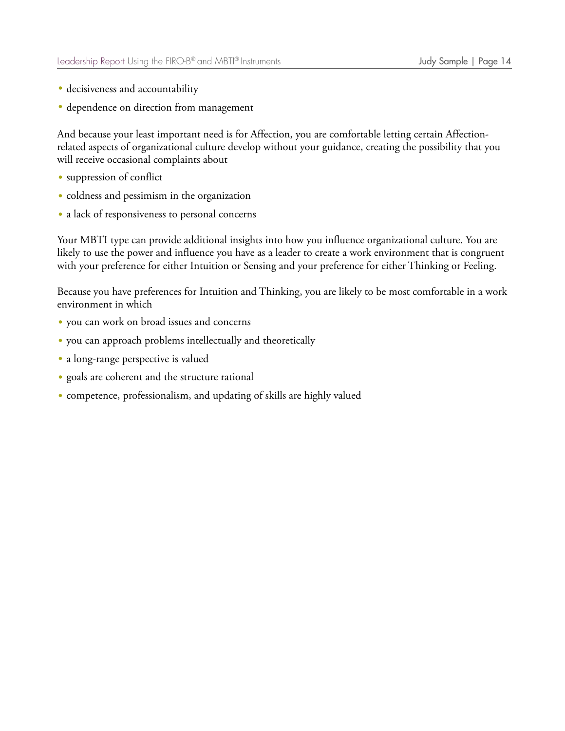- decisiveness and accountability
- dependence on direction from management

And because your least important need is for Affection, you are comfortable letting certain Affection-related aspects of organizational culture develop without your guidance, creating the possibility that you will receive occasional complaints about

- suppression of conflict
- coldness and pessimism in the organization
- a lack of responsiveness to personal concerns

Your MBTI type can provide additional insights into how you influence organizational culture. You are likely to use the power and influence you have as a leader to create a work environment that is congruent with your preference for either Intuition or Sensing and your preference for either Thinking or Feeling.

Because you have preferences for Intuition and Thinking, you are likely to be most comfortable in a work environment in which

- you can work on broad issues and concerns
- you can approach problems intellectually and theoretically
- a long-range perspective is valued
- goals are coherent and the structure rational
- competence, professionalism, and updating of skills are highly valued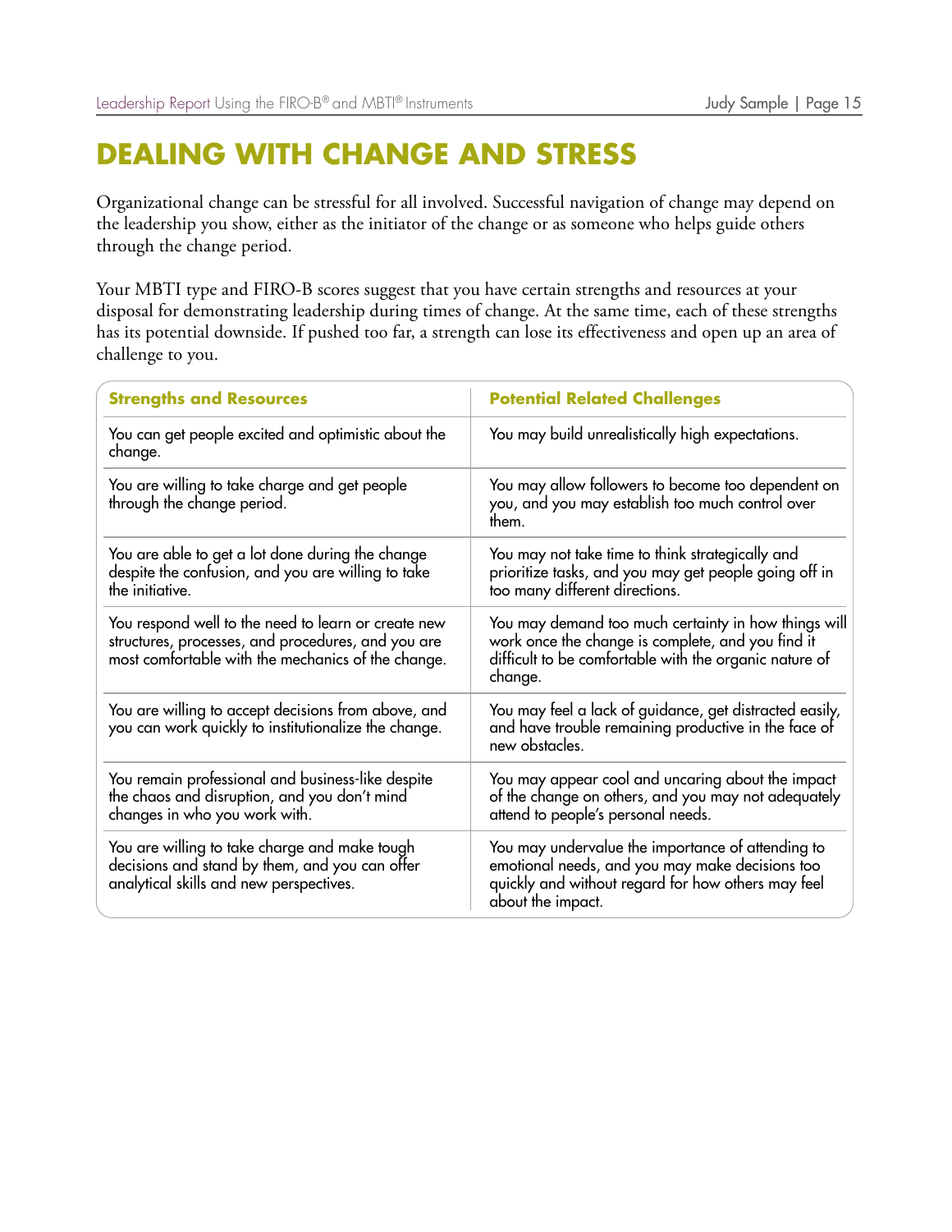# DEALING WITH CHANGE AND STRESS

Organizational change can be stressful for all involved. Successful navigation of change may depend on the leadership you show, either as the initiator of the change or as someone who helps guide others through the change period.

Your MBTI type and FIRO-B scores suggest that you have certain strengths and resources at your disposal for demonstrating leadership during times of change. At the same time, each of these strengths has its potential downside. If pushed too far, a strength can lose its effectiveness and open up an area of challenge to you.

| Strengths and Resources | Potential Related Challenges |
|---|---|
| You can get people excited and optimistic about the change. | You may build unrealistically high expectations. |
| You are willing to take charge and get people through the change period. | You may allow followers to become too dependent on you, and you may establish too much control over them. |
| You are able to get a lot done during the change despite the confusion, and you are willing to take the initiative. | You may not take time to think strategically and prioritize tasks, and you may get people going off in too many different directions. |
| You respond well to the need to learn or create new structures, processes, and procedures, and you are most comfortable with the mechanics of the change. | You may demand too much certainty in how things will work once the change is complete, and you find it difficult to be comfortable with the organic nature of change. |
| You are willing to accept decisions from above, and you can work quickly to institutionalize the change. | You may feel a lack of guidance, get distracted easily, and have trouble remaining productive in the face of new obstacles. |
| You remain professional and business-like despite the chaos and disruption, and you don't mind changes in who you work with. | You may appear cool and uncaring about the impact of the change on others, and you may not adequately attend to people's personal needs. |
| You are willing to take charge and make tough decisions and stand by them, and you can offer analytical skills and new perspectives. | You may undervalue the importance of attending to emotional needs, and you may make decisions too quickly and without regard for how others may feel about the impact. |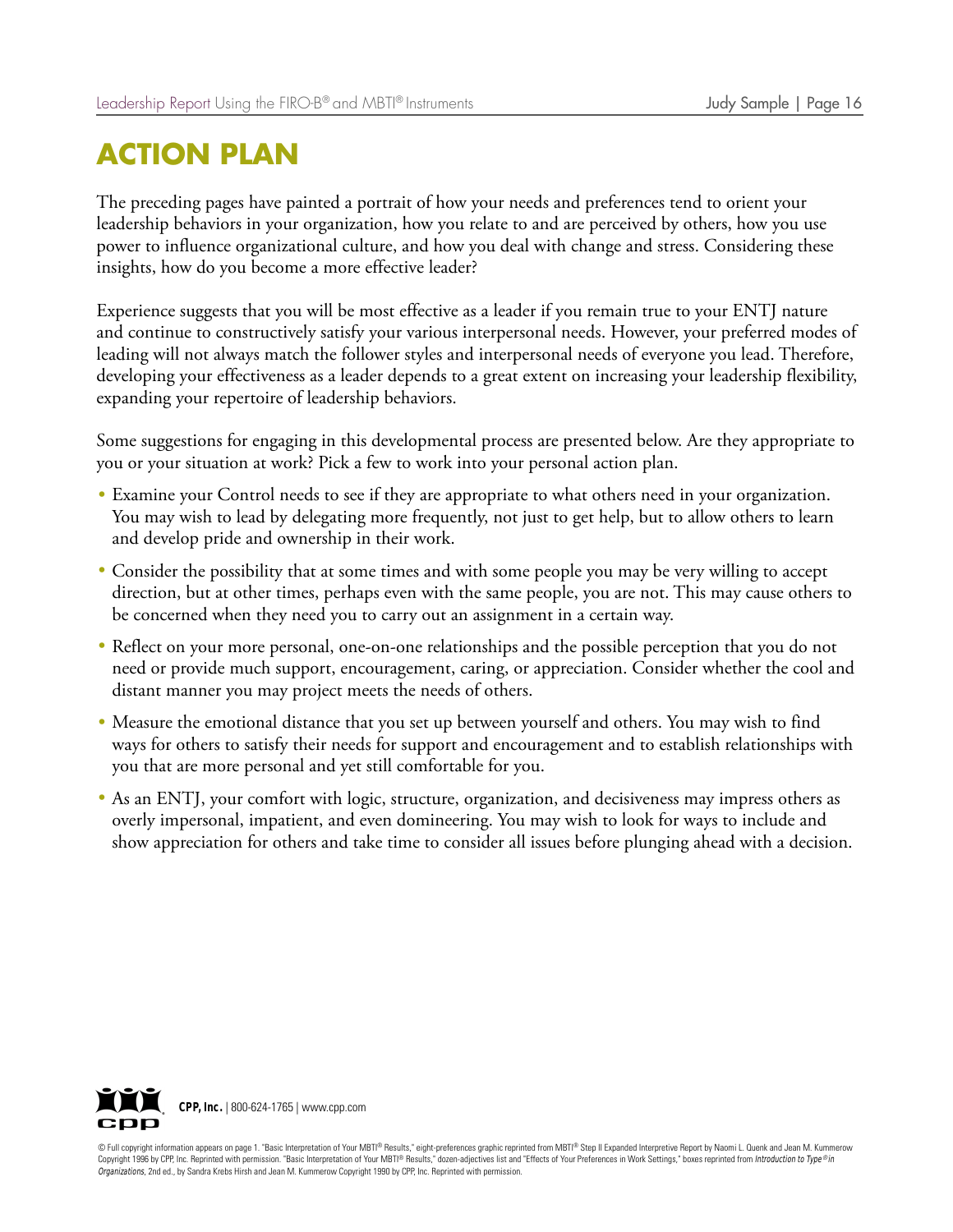# ACTION PLAN

The preceding pages have painted a portrait of how your needs and preferences tend to orient your leadership behaviors in your organization, how you relate to and are perceived by others, how you use power to influence organizational culture, and how you deal with change and stress. Considering these insights, how do you become a more effective leader?

Experience suggests that you will be most effective as a leader if you remain true to your ENTJ nature and continue to constructively satisfy your various interpersonal needs. However, your preferred modes of leading will not always match the follower styles and interpersonal needs of everyone you lead. Therefore, developing your effectiveness as a leader depends to a great extent on increasing your leadership flexibility, expanding your repertoire of leadership behaviors.

Some suggestions for engaging in this developmental process are presented below. Are they appropriate to you or your situation at work? Pick a few to work into your personal action plan.

- Examine your Control needs to see if they are appropriate to what others need in your organization. You may wish to lead by delegating more frequently, not just to get help, but to allow others to learn and develop pride and ownership in their work.
- Consider the possibility that at some times and with some people you may be very willing to accept direction, but at other times, perhaps even with the same people, you are not. This may cause others to be concerned when they need you to carry out an assignment in a certain way.
- Reflect on your more personal, one-on-one relationships and the possible perception that you do not need or provide much support, encouragement, caring, or appreciation. Consider whether the cool and distant manner you may project meets the needs of others.
- Measure the emotional distance that you set up between yourself and others. You may wish to find ways for others to satisfy their needs for support and encouragement and to establish relationships with you that are more personal and yet still comfortable for you.
- As an ENTJ, your comfort with logic, structure, organization, and decisiveness may impress others as overly impersonal, impatient, and even domineering. You may wish to look for ways to include and show appreciation for others and take time to consider all issues before plunging ahead with a decision.

**CPP, Inc.** | 800-624-1765 | www.cpp.com

© Full copyright information appears on page 1. "Basic Interpretation of Your MBTI® Results," eight-preferences graphic reprinted from MBTI® Step II Expanded Interpretive Report by Naomi L. Quenk and Jean M. Kummerow Copyright 1996 by CPP, Inc. Reprinted with permission. "Basic Interpretation of Your MBTI® Results," dozen-adjectives list and "Effects of Your Preferences in Work Settings," boxes reprinted from *Introduction to Type® in Organizations*, 2nd ed., by Sandra Krebs Hirsh and Jean M. Kummerow Copyright 1990 by CPP, Inc. Reprinted with permission.